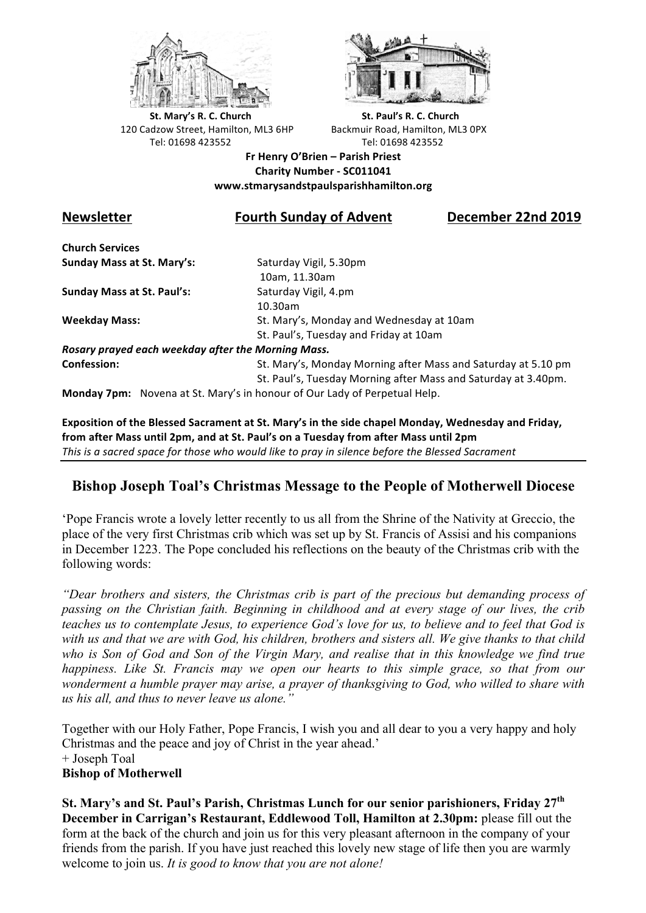**St. Mary's R. C. Church**
120 Cadzow Street, Hamilton, ML3 6HP
Tel: 01698 423552

**St. Paul's R. C. Church**
Backmuir Road, Hamilton, ML3 0PX
Tel: 01698 423552

**Fr Henry O'Brien – Parish Priest**
**Charity Number - SC011041**
**www.stmarysandstpaulsparishhamilton.org**

## Newsletter — Fourth Sunday of Advent — December 22nd 2019

**Church Services**

| | |
|---|---|
| **Sunday Mass at St. Mary's:** | Saturday Vigil, 5.30pm<br>10am, 11.30am |
| **Sunday Mass at St. Paul's:** | Saturday Vigil, 4.pm<br>10.30am |
| **Weekday Mass:** | St. Mary's, Monday and Wednesday at 10am<br>St. Paul's, Tuesday and Friday at 10am |

***Rosary prayed each weekday after the Morning Mass.***

| | |
|---|---|
| **Confession:** | St. Mary's, Monday Morning after Mass and Saturday at 5.10 pm<br>St. Paul's, Tuesday Morning after Mass and Saturday at 3.40pm. |

**Monday 7pm:** Novena at St. Mary's in honour of Our Lady of Perpetual Help.

**Exposition of the Blessed Sacrament at St. Mary's in the side chapel Monday, Wednesday and Friday, from after Mass until 2pm, and at St. Paul's on a Tuesday from after Mass until 2pm**
*This is a sacred space for those who would like to pray in silence before the Blessed Sacrament*

## Bishop Joseph Toal's Christmas Message to the People of Motherwell Diocese

'Pope Francis wrote a lovely letter recently to us all from the Shrine of the Nativity at Greccio, the place of the very first Christmas crib which was set up by St. Francis of Assisi and his companions in December 1223. The Pope concluded his reflections on the beauty of the Christmas crib with the following words:

*"Dear brothers and sisters, the Christmas crib is part of the precious but demanding process of passing on the Christian faith. Beginning in childhood and at every stage of our lives, the crib teaches us to contemplate Jesus, to experience God's love for us, to believe and to feel that God is with us and that we are with God, his children, brothers and sisters all. We give thanks to that child who is Son of God and Son of the Virgin Mary, and realise that in this knowledge we find true happiness. Like St. Francis may we open our hearts to this simple grace, so that from our wonderment a humble prayer may arise, a prayer of thanksgiving to God, who willed to share with us his all, and thus to never leave us alone."*

Together with our Holy Father, Pope Francis, I wish you and all dear to you a very happy and holy Christmas and the peace and joy of Christ in the year ahead.'
\+ Joseph Toal
**Bishop of Motherwell**

**St. Mary's and St. Paul's Parish, Christmas Lunch for our senior parishioners, Friday 27th December in Carrigan's Restaurant, Eddlewood Toll, Hamilton at 2.30pm:** please fill out the form at the back of the church and join us for this very pleasant afternoon in the company of your friends from the parish. If you have just reached this lovely new stage of life then you are warmly welcome to join us. *It is good to know that you are not alone!*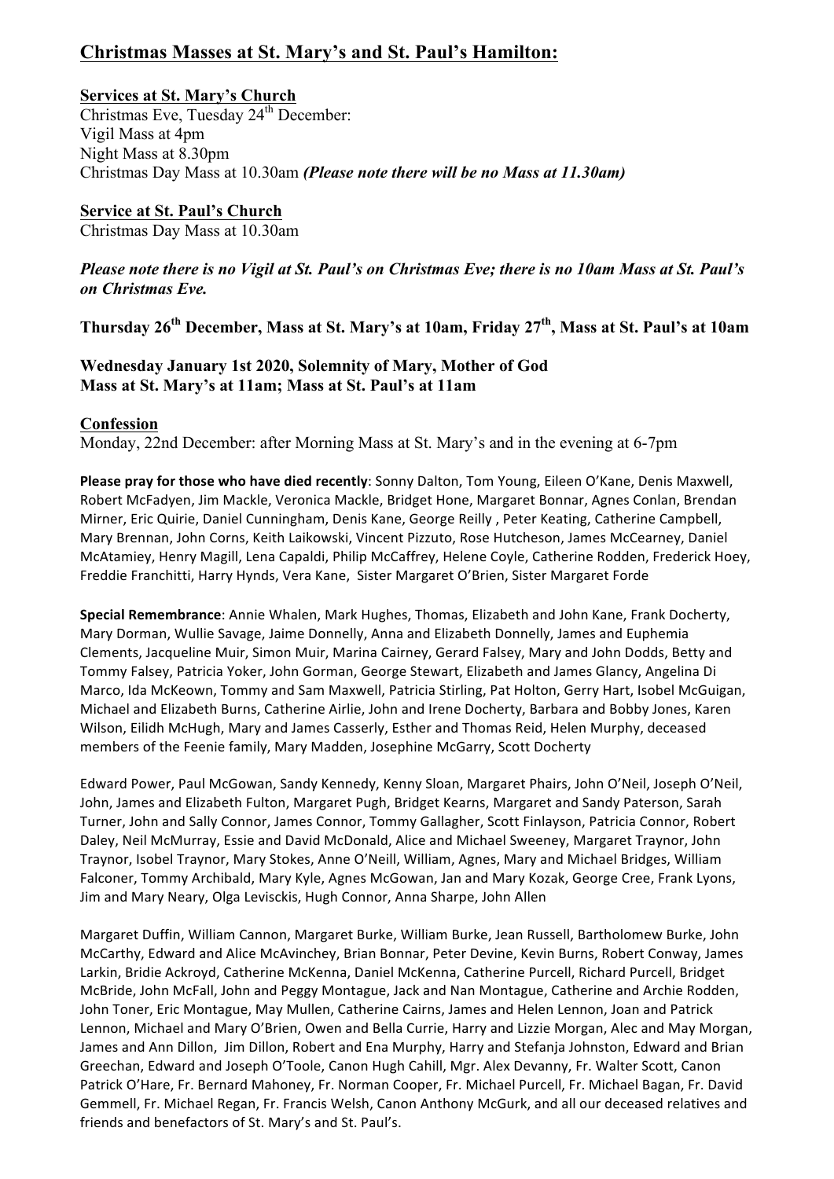## Christmas Masses at St. Mary's and St. Paul's Hamilton:

**Services at St. Mary's Church**

Christmas Eve, Tuesday 24th December:
Vigil Mass at 4pm
Night Mass at 8.30pm
Christmas Day Mass at 10.30am ***(Please note there will be no Mass at 11.30am)***

**Service at St. Paul's Church**

Christmas Day Mass at 10.30am

***Please note there is no Vigil at St. Paul's on Christmas Eve; there is no 10am Mass at St. Paul's on Christmas Eve.***

**Thursday 26th December, Mass at St. Mary's at 10am, Friday 27th, Mass at St. Paul's at 10am**

**Wednesday January 1st 2020, Solemnity of Mary, Mother of God**
**Mass at St. Mary's at 11am; Mass at St. Paul's at 11am**

**Confession**

Monday, 22nd December: after Morning Mass at St. Mary's and in the evening at 6-7pm

**Please pray for those who have died recently**: Sonny Dalton, Tom Young, Eileen O'Kane, Denis Maxwell, Robert McFadyen, Jim Mackle, Veronica Mackle, Bridget Hone, Margaret Bonnar, Agnes Conlan, Brendan Mirner, Eric Quirie, Daniel Cunningham, Denis Kane, George Reilly , Peter Keating, Catherine Campbell, Mary Brennan, John Corns, Keith Laikowski, Vincent Pizzuto, Rose Hutcheson, James McCearney, Daniel McAtamiey, Henry Magill, Lena Capaldi, Philip McCaffrey, Helene Coyle, Catherine Rodden, Frederick Hoey, Freddie Franchitti, Harry Hynds, Vera Kane, Sister Margaret O'Brien, Sister Margaret Forde

**Special Remembrance**: Annie Whalen, Mark Hughes, Thomas, Elizabeth and John Kane, Frank Docherty, Mary Dorman, Wullie Savage, Jaime Donnelly, Anna and Elizabeth Donnelly, James and Euphemia Clements, Jacqueline Muir, Simon Muir, Marina Cairney, Gerard Falsey, Mary and John Dodds, Betty and Tommy Falsey, Patricia Yoker, John Gorman, George Stewart, Elizabeth and James Glancy, Angelina Di Marco, Ida McKeown, Tommy and Sam Maxwell, Patricia Stirling, Pat Holton, Gerry Hart, Isobel McGuigan, Michael and Elizabeth Burns, Catherine Airlie, John and Irene Docherty, Barbara and Bobby Jones, Karen Wilson, Eilidh McHugh, Mary and James Casserly, Esther and Thomas Reid, Helen Murphy, deceased members of the Feenie family, Mary Madden, Josephine McGarry, Scott Docherty

Edward Power, Paul McGowan, Sandy Kennedy, Kenny Sloan, Margaret Phairs, John O'Neil, Joseph O'Neil, John, James and Elizabeth Fulton, Margaret Pugh, Bridget Kearns, Margaret and Sandy Paterson, Sarah Turner, John and Sally Connor, James Connor, Tommy Gallagher, Scott Finlayson, Patricia Connor, Robert Daley, Neil McMurray, Essie and David McDonald, Alice and Michael Sweeney, Margaret Traynor, John Traynor, Isobel Traynor, Mary Stokes, Anne O'Neill, William, Agnes, Mary and Michael Bridges, William Falconer, Tommy Archibald, Mary Kyle, Agnes McGowan, Jan and Mary Kozak, George Cree, Frank Lyons, Jim and Mary Neary, Olga Levisckis, Hugh Connor, Anna Sharpe, John Allen

Margaret Duffin, William Cannon, Margaret Burke, William Burke, Jean Russell, Bartholomew Burke, John McCarthy, Edward and Alice McAvinchey, Brian Bonnar, Peter Devine, Kevin Burns, Robert Conway, James Larkin, Bridie Ackroyd, Catherine McKenna, Daniel McKenna, Catherine Purcell, Richard Purcell, Bridget McBride, John McFall, John and Peggy Montague, Jack and Nan Montague, Catherine and Archie Rodden, John Toner, Eric Montague, May Mullen, Catherine Cairns, James and Helen Lennon, Joan and Patrick Lennon, Michael and Mary O'Brien, Owen and Bella Currie, Harry and Lizzie Morgan, Alec and May Morgan, James and Ann Dillon, Jim Dillon, Robert and Ena Murphy, Harry and Stefanja Johnston, Edward and Brian Greechan, Edward and Joseph O'Toole, Canon Hugh Cahill, Mgr. Alex Devanny, Fr. Walter Scott, Canon Patrick O'Hare, Fr. Bernard Mahoney, Fr. Norman Cooper, Fr. Michael Purcell, Fr. Michael Bagan, Fr. David Gemmell, Fr. Michael Regan, Fr. Francis Welsh, Canon Anthony McGurk, and all our deceased relatives and friends and benefactors of St. Mary's and St. Paul's.